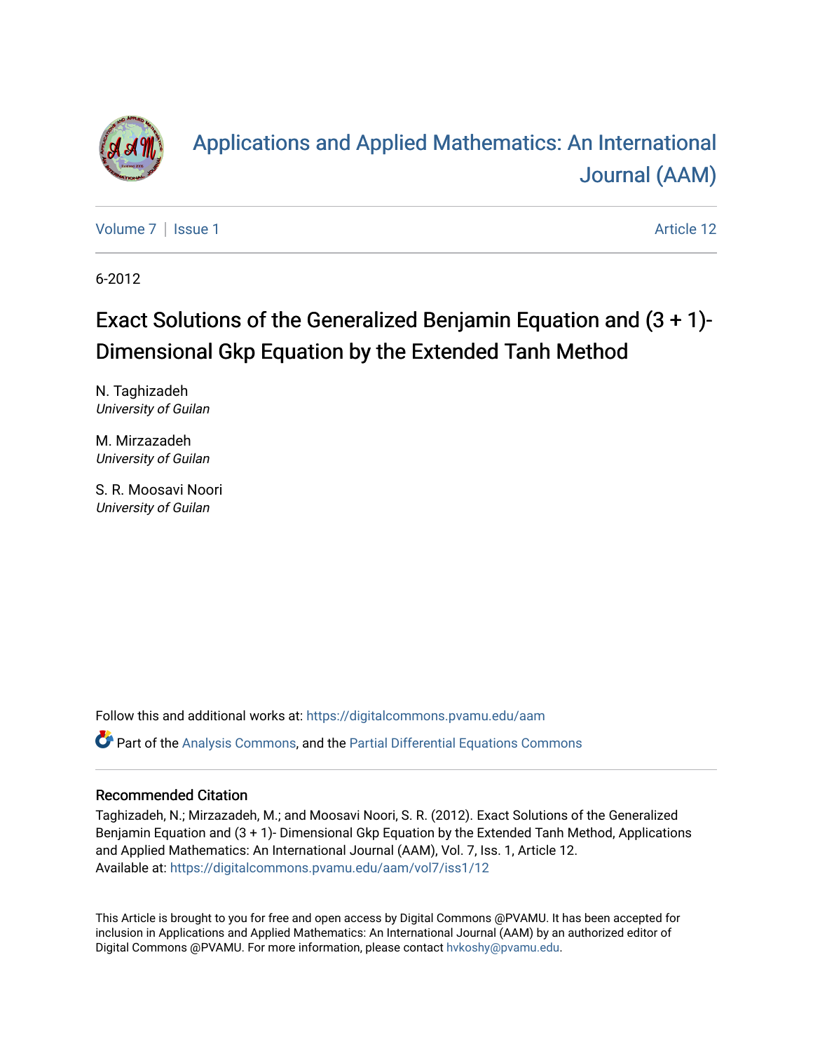# Applications and Applied Mathematics: An International Journal (AAM)

Volume 7 | Issue 1 Article 12

6-2012

# Exact Solutions of the Generalized Benjamin Equation and (3 + 1)- Dimensional Gkp Equation by the Extended Tanh Method

N. Taghizadeh
*University of Guilan*

M. Mirzazadeh
*University of Guilan*

S. R. Moosavi Noori
*University of Guilan*

Follow this and additional works at: https://digitalcommons.pvamu.edu/aam

Part of the Analysis Commons, and the Partial Differential Equations Commons

## Recommended Citation

Taghizadeh, N.; Mirzazadeh, M.; and Moosavi Noori, S. R. (2012). Exact Solutions of the Generalized Benjamin Equation and (3 + 1)- Dimensional Gkp Equation by the Extended Tanh Method, Applications and Applied Mathematics: An International Journal (AAM), Vol. 7, Iss. 1, Article 12.
Available at: https://digitalcommons.pvamu.edu/aam/vol7/iss1/12

This Article is brought to you for free and open access by Digital Commons @PVAMU. It has been accepted for inclusion in Applications and Applied Mathematics: An International Journal (AAM) by an authorized editor of Digital Commons @PVAMU. For more information, please contact hvkoshy@pvamu.edu.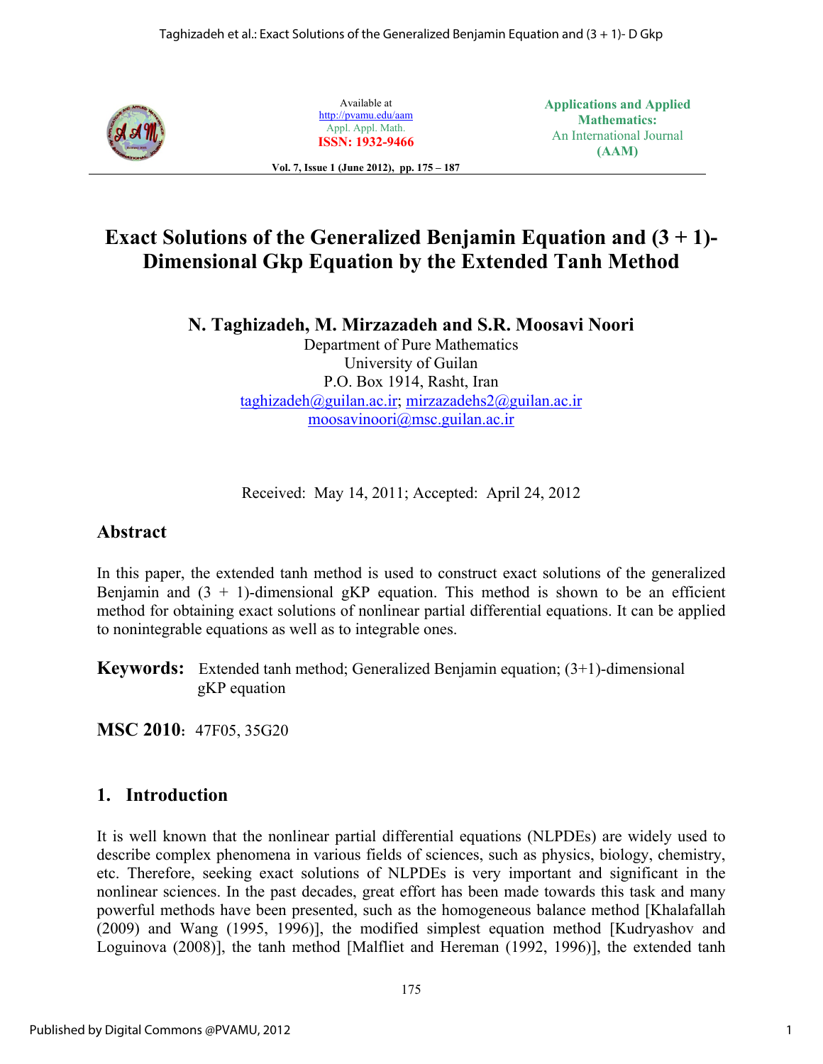# Exact Solutions of the Generalized Benjamin Equation and (3 + 1)-Dimensional Gkp Equation by the Extended Tanh Method

**N. Taghizadeh, M. Mirzazadeh and S.R. Moosavi Noori**

Department of Pure Mathematics
University of Guilan
P.O. Box 1914, Rasht, Iran
taghizadeh@guilan.ac.ir; mirzazadehs2@guilan.ac.ir
moosavinoori@msc.guilan.ac.ir

Received: May 14, 2011; Accepted: April 24, 2012

## Abstract

In this paper, the extended tanh method is used to construct exact solutions of the generalized Benjamin and (3 + 1)-dimensional gKP equation. This method is shown to be an efficient method for obtaining exact solutions of nonlinear partial differential equations. It can be applied to nonintegrable equations as well as to integrable ones.

**Keywords:** Extended tanh method; Generalized Benjamin equation; (3+1)-dimensional gKP equation

**MSC 2010**: 47F05, 35G20

## 1. Introduction

It is well known that the nonlinear partial differential equations (NLPDEs) are widely used to describe complex phenomena in various fields of sciences, such as physics, biology, chemistry, etc. Therefore, seeking exact solutions of NLPDEs is very important and significant in the nonlinear sciences. In the past decades, great effort has been made towards this task and many powerful methods have been presented, such as the homogeneous balance method [Khalafallah (2009) and Wang (1995, 1996)], the modified simplest equation method [Kudryashov and Loguinova (2008)], the tanh method [Malfliet and Hereman (1992, 1996)], the extended tanh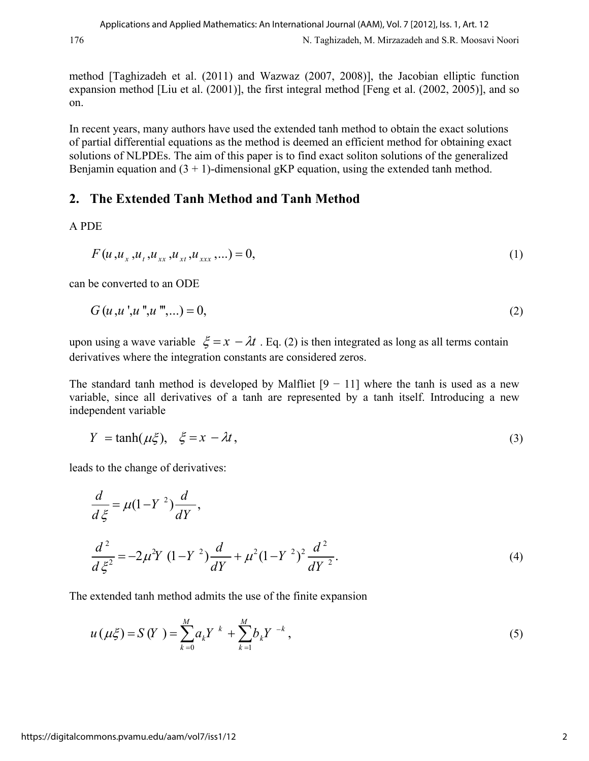method [Taghizadeh et al. (2011) and Wazwaz (2007, 2008)], the Jacobian elliptic function expansion method [Liu et al. (2001)], the first integral method [Feng et al. (2002, 2005)], and so on.

In recent years, many authors have used the extended tanh method to obtain the exact solutions of partial differential equations as the method is deemed an efficient method for obtaining exact solutions of NLPDEs. The aim of this paper is to find exact soliton solutions of the generalized Benjamin equation and (3 + 1)-dimensional gKP equation, using the extended tanh method.

## 2. The Extended Tanh Method and Tanh Method

A PDE

$$F(u, u_x, u_t, u_{xx}, u_{xt}, u_{xxx}, ...) = 0, \tag{1}$$

can be converted to an ODE

$$G(u, u', u'', u''', ...) = 0, \tag{2}$$

upon using a wave variable $\xi = x - \lambda t$. Eq. (2) is then integrated as long as all terms contain derivatives where the integration constants are considered zeros.

The standard tanh method is developed by Malfliet [9 − 11] where the tanh is used as a new variable, since all derivatives of a tanh are represented by a tanh itself. Introducing a new independent variable

$$Y = \tanh(\mu\xi), \quad \xi = x - \lambda t, \tag{3}$$

leads to the change of derivatives:

$$\frac{d}{d\xi} = \mu(1 - Y^2)\frac{d}{dY},$$

$$\frac{d^2}{d\xi^2} = -2\mu^2 Y(1 - Y^2)\frac{d}{dY} + \mu^2(1 - Y^2)^2\frac{d^2}{dY^2}. \tag{4}$$

The extended tanh method admits the use of the finite expansion

$$u(\mu\xi) = S(Y) = \sum_{k=0}^{M} a_k Y^k + \sum_{k=1}^{M} b_k Y^{-k}, \tag{5}$$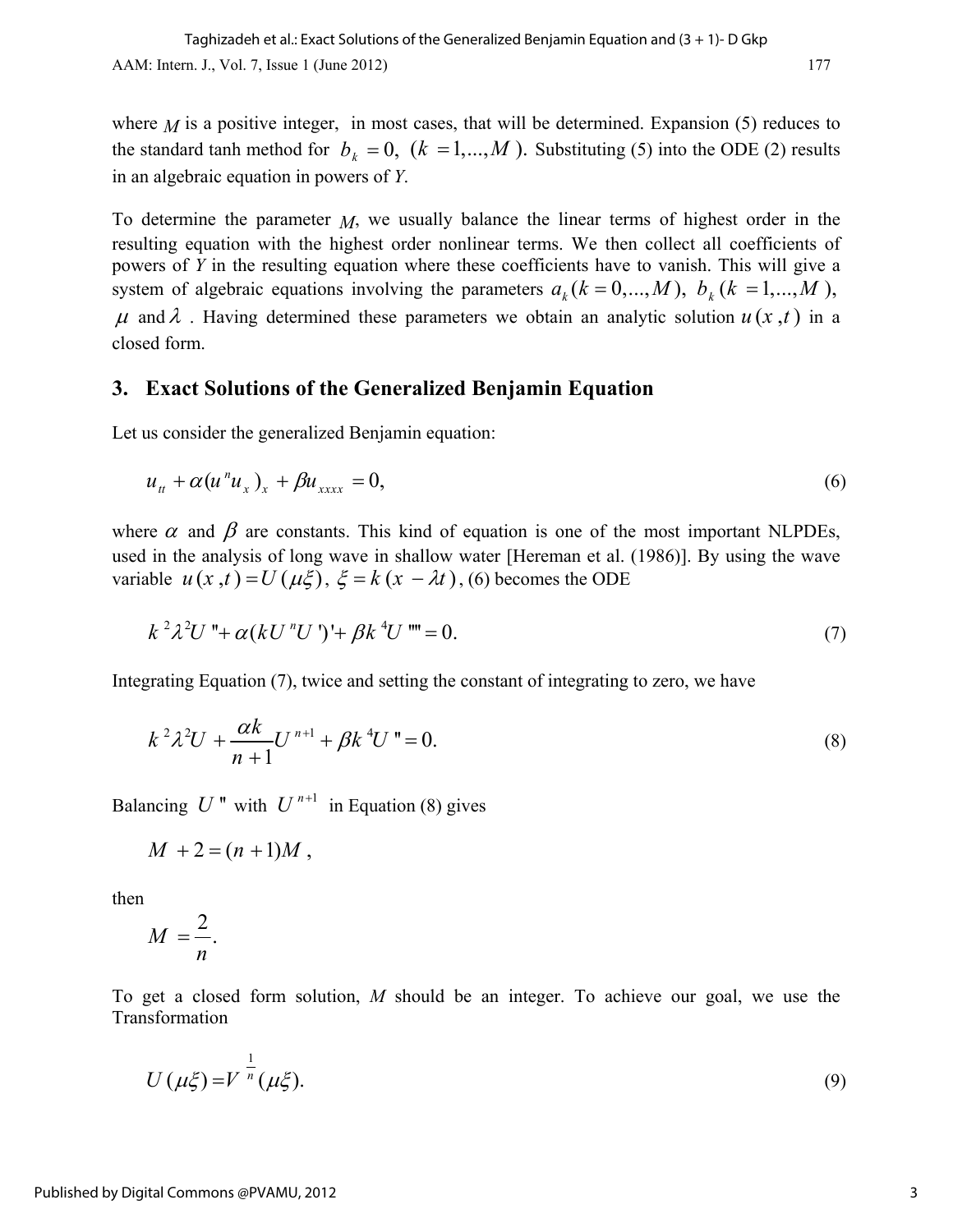where $M$ is a positive integer, in most cases, that will be determined. Expansion (5) reduces to the standard tanh method for $b_k = 0,\ (k = 1,...,M)$. Substituting (5) into the ODE (2) results in an algebraic equation in powers of *Y*.

To determine the parameter $M$, we usually balance the linear terms of highest order in the resulting equation with the highest order nonlinear terms. We then collect all coefficients of powers of *Y* in the resulting equation where these coefficients have to vanish. This will give a system of algebraic equations involving the parameters $a_k\ (k = 0,...,M),\ b_k\ (k = 1,...,M)$, $\mu$ and $\lambda$. Having determined these parameters we obtain an analytic solution $u(x,t)$ in a closed form.

## 3. Exact Solutions of the Generalized Benjamin Equation

Let us consider the generalized Benjamin equation:

$$u_{tt} + \alpha(u^n u_x)_x + \beta u_{xxxx} = 0, \tag{6}$$

where $\alpha$ and $\beta$ are constants. This kind of equation is one of the most important NLPDEs, used in the analysis of long wave in shallow water [Hereman et al. (1986)]. By using the wave variable $u(x,t) = U(\mu\xi),\ \xi = k(x - \lambda t)$, (6) becomes the ODE

$$k^2\lambda^2 U'' + \alpha(kU^n U')' + \beta k^4 U'''' = 0. \tag{7}$$

Integrating Equation (7), twice and setting the constant of integrating to zero, we have

$$k^2\lambda^2 U + \frac{\alpha k}{n+1}U^{n+1} + \beta k^4 U'' = 0. \tag{8}$$

Balancing $U''$ with $U^{n+1}$ in Equation (8) gives

$$M + 2 = (n+1)M,$$

then

$$M = \frac{2}{n}.$$

To get a closed form solution, *M* should be an integer. To achieve our goal, we use the Transformation

$$U(\mu\xi) = V^{\frac{1}{n}}(\mu\xi). \tag{9}$$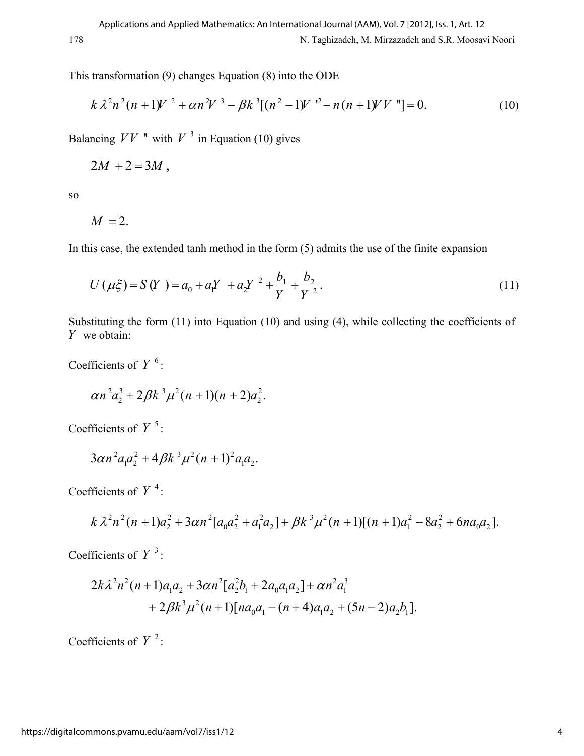This transformation (9) changes Equation (8) into the ODE

$$k\lambda^2 n^2 (n+1)V^2 + \alpha n^2 V^3 - \beta k^3 [(n^2-1)V'^2 - n(n+1)VV''] = 0. \tag{10}$$

Balancing $VV''$ with $V^3$ in Equation (10) gives

$$2M + 2 = 3M,$$

so

$$M = 2.$$

In this case, the extended tanh method in the form (5) admits the use of the finite expansion

$$U(\mu\xi) = S(Y) = a_0 + a_1 Y + a_2 Y^2 + \frac{b_1}{Y} + \frac{b_2}{Y^2}. \tag{11}$$

Substituting the form (11) into Equation (10) and using (4), while collecting the coefficients of $Y$ we obtain:

Coefficients of $Y^6$:

$$\alpha n^2 a_2^3 + 2\beta k^3 \mu^2 (n+1)(n+2)a_2^2.$$

Coefficients of $Y^5$:

$$3\alpha n^2 a_1 a_2^2 + 4\beta k^3 \mu^2 (n+1)^2 a_1 a_2.$$

Coefficients of $Y^4$:

$$k\lambda^2 n^2 (n+1)a_2^2 + 3\alpha n^2 [a_0 a_2^2 + a_1^2 a_2] + \beta k^3 \mu^2 (n+1)[(n+1)a_1^2 - 8a_2^2 + 6na_0 a_2].$$

Coefficients of $Y^3$:

$$2k\lambda^2 n^2 (n+1)a_1 a_2 + 3\alpha n^2 [a_2^2 b_1 + 2a_0 a_1 a_2] + \alpha n^2 a_1^3$$
$$+ 2\beta k^3 \mu^2 (n+1)[na_0 a_1 - (n+4)a_1 a_2 + (5n-2)a_2 b_1].$$

Coefficients of $Y^2$: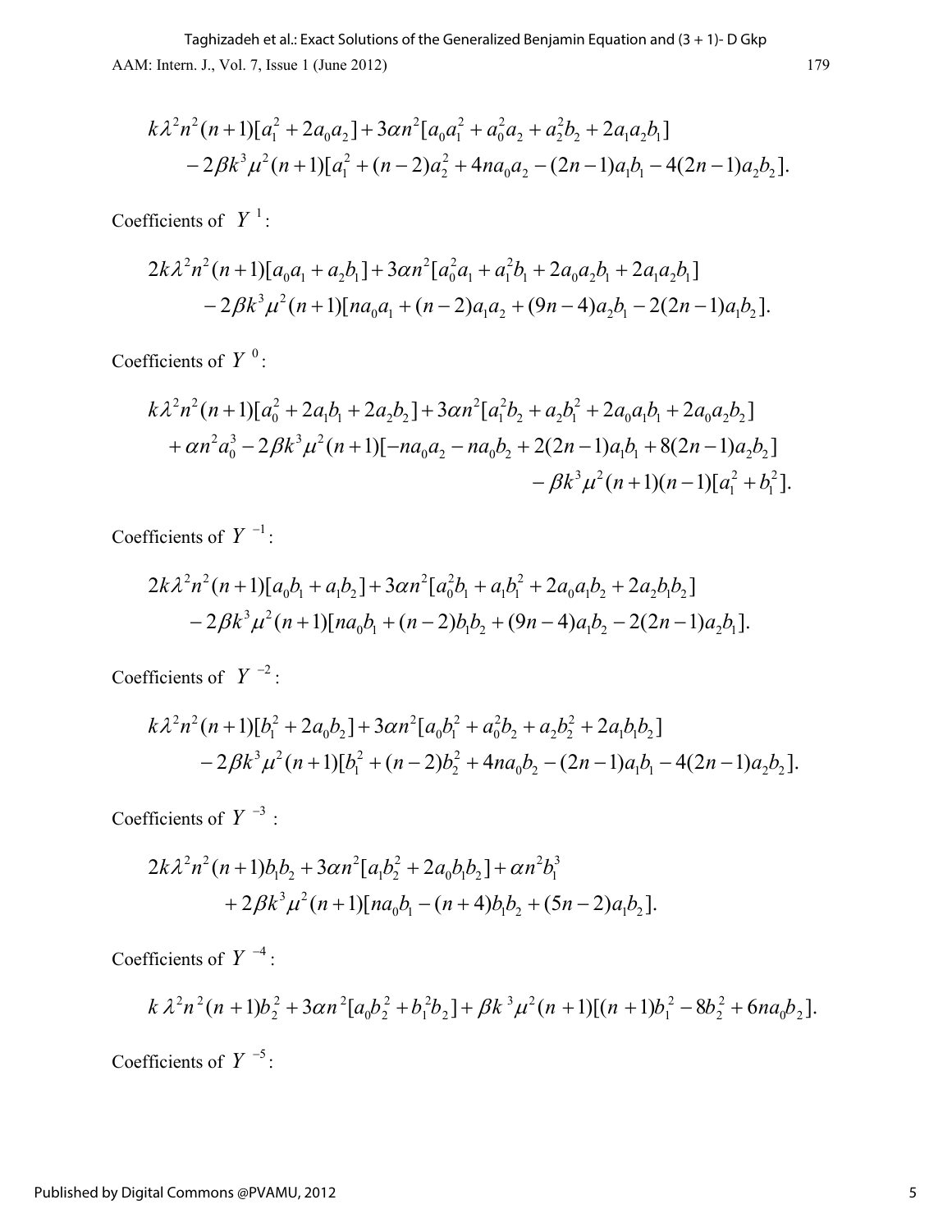$$k\lambda^2 n^2(n+1)[a_1^2 + 2a_0a_2] + 3\alpha n^2[a_0a_1^2 + a_0^2a_2 + a_2^2b_2 + 2a_1a_2b_1]$$
$$-2\beta k^3\mu^2(n+1)[a_1^2 + (n-2)a_2^2 + 4na_0a_2 - (2n-1)a_1b_1 - 4(2n-1)a_2b_2].$$

Coefficients of $Y^1$:

$$2k\lambda^2 n^2(n+1)[a_0a_1 + a_2b_1] + 3\alpha n^2[a_0^2a_1 + a_1^2b_1 + 2a_0a_2b_1 + 2a_1a_2b_1]$$
$$-2\beta k^3\mu^2(n+1)[na_0a_1 + (n-2)a_1a_2 + (9n-4)a_2b_1 - 2(2n-1)a_1b_2].$$

Coefficients of $Y^0$:

$$k\lambda^2 n^2(n+1)[a_0^2 + 2a_1b_1 + 2a_2b_2] + 3\alpha n^2[a_1^2b_2 + a_2b_1^2 + 2a_0a_1b_1 + 2a_0a_2b_2]$$
$$+\alpha n^2a_0^3 - 2\beta k^3\mu^2(n+1)[-na_0a_2 - na_0b_2 + 2(2n-1)a_1b_1 + 8(2n-1)a_2b_2]$$
$$-\beta k^3\mu^2(n+1)(n-1)[a_1^2 + b_1^2].$$

Coefficients of $Y^{-1}$:

$$2k\lambda^2 n^2(n+1)[a_0b_1 + a_1b_2] + 3\alpha n^2[a_0^2b_1 + a_1b_1^2 + 2a_0a_1b_2 + 2a_2b_1b_2]$$
$$-2\beta k^3\mu^2(n+1)[na_0b_1 + (n-2)b_1b_2 + (9n-4)a_1b_2 - 2(2n-1)a_2b_1].$$

Coefficients of $Y^{-2}$:

$$k\lambda^2 n^2(n+1)[b_1^2 + 2a_0b_2] + 3\alpha n^2[a_0b_1^2 + a_0^2b_2 + a_2b_2^2 + 2a_1b_1b_2]$$
$$-2\beta k^3\mu^2(n+1)[b_1^2 + (n-2)b_2^2 + 4na_0b_2 - (2n-1)a_1b_1 - 4(2n-1)a_2b_2].$$

Coefficients of $Y^{-3}$ :

$$2k\lambda^2 n^2(n+1)b_1b_2 + 3\alpha n^2[a_1b_2^2 + 2a_0b_1b_2] + \alpha n^2b_1^3$$
$$+2\beta k^3\mu^2(n+1)[na_0b_1 - (n+4)b_1b_2 + (5n-2)a_1b_2].$$

Coefficients of $Y^{-4}$:

$$k\lambda^2 n^2(n+1)b_2^2 + 3\alpha n^2[a_0b_2^2 + b_1^2b_2] + \beta k^3\mu^2(n+1)[(n+1)b_1^2 - 8b_2^2 + 6na_0b_2].$$

Coefficients of $Y^{-5}$: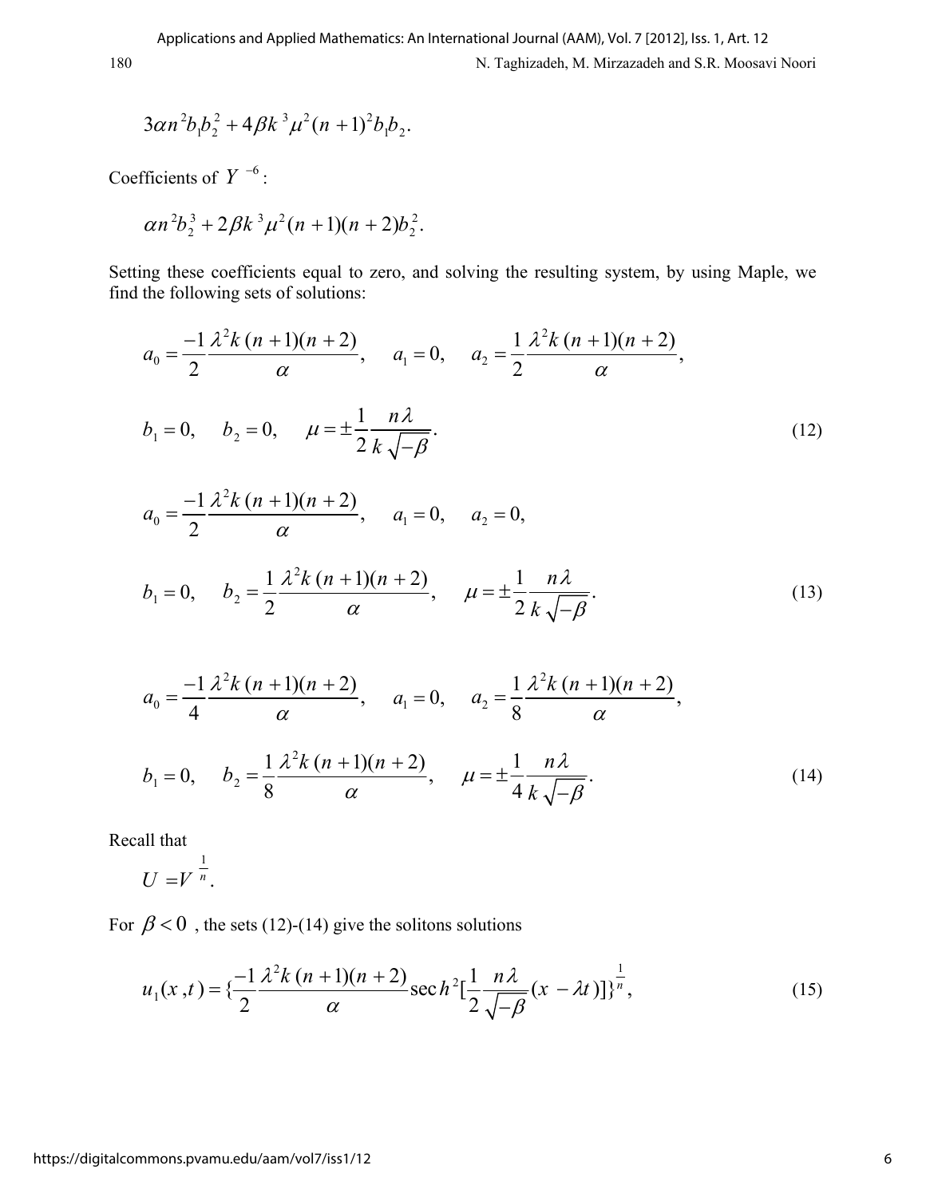$$3\alpha n^2 b_1 b_2^2 + 4\beta k^3 \mu^2 (n+1)^2 b_1 b_2.$$

Coefficients of $Y^{-6}$:

$$\alpha n^2 b_2^3 + 2\beta k^3 \mu^2 (n+1)(n+2) b_2^2.$$

Setting these coefficients equal to zero, and solving the resulting system, by using Maple, we find the following sets of solutions:

$$a_0 = \frac{-1}{2}\frac{\lambda^2 k\,(n+1)(n+2)}{\alpha}, \quad a_1 = 0, \quad a_2 = \frac{1}{2}\frac{\lambda^2 k\,(n+1)(n+2)}{\alpha},$$

$$b_1 = 0, \quad b_2 = 0, \quad \mu = \pm\frac{1}{2}\frac{n\lambda}{k\sqrt{-\beta}}. \tag{12}$$

$$a_0 = \frac{-1}{2}\frac{\lambda^2 k\,(n+1)(n+2)}{\alpha}, \quad a_1 = 0, \quad a_2 = 0,$$

$$b_1 = 0, \quad b_2 = \frac{1}{2}\frac{\lambda^2 k\,(n+1)(n+2)}{\alpha}, \quad \mu = \pm\frac{1}{2}\frac{n\lambda}{k\sqrt{-\beta}}. \tag{13}$$

$$a_0 = \frac{-1}{4}\frac{\lambda^2 k\,(n+1)(n+2)}{\alpha}, \quad a_1 = 0, \quad a_2 = \frac{1}{8}\frac{\lambda^2 k\,(n+1)(n+2)}{\alpha},$$

$$b_1 = 0, \quad b_2 = \frac{1}{8}\frac{\lambda^2 k\,(n+1)(n+2)}{\alpha}, \quad \mu = \pm\frac{1}{4}\frac{n\lambda}{k\sqrt{-\beta}}. \tag{14}$$

Recall that

$$U = V^{\frac{1}{n}}.$$

For $\beta < 0$, the sets (12)-(14) give the solitons solutions

$$u_1(x,t) = \left\{\frac{-1}{2}\frac{\lambda^2 k\,(n+1)(n+2)}{\alpha}\operatorname{sech}^2\left[\frac{1}{2}\frac{n\lambda}{\sqrt{-\beta}}(x-\lambda t)\right]\right\}^{\frac{1}{n}}, \tag{15}$$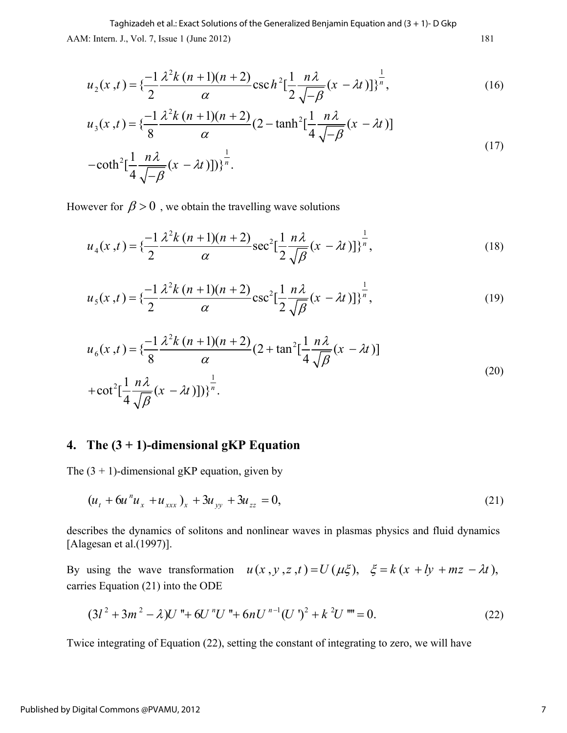$$u_2(x,t) = \{\frac{-1}{2}\frac{\lambda^2 k\,(n+1)(n+2)}{\alpha}\operatorname{csch}^2[\frac{1}{2}\frac{n\lambda}{\sqrt{-\beta}}(x-\lambda t)]\}^{\frac{1}{n}}, \tag{16}$$

$$u_3(x,t) = \{\frac{-1}{8}\frac{\lambda^2 k\,(n+1)(n+2)}{\alpha}(2-\tanh^2[\frac{1}{4}\frac{n\lambda}{\sqrt{-\beta}}(x-\lambda t)] -\coth^2[\frac{1}{4}\frac{n\lambda}{\sqrt{-\beta}}(x-\lambda t)])\}^{\frac{1}{n}}. \tag{17}$$

However for $\beta > 0$ , we obtain the travelling wave solutions

$$u_4(x,t) = \{\frac{-1}{2}\frac{\lambda^2 k\,(n+1)(n+2)}{\alpha}\sec^2[\frac{1}{2}\frac{n\lambda}{\sqrt{\beta}}(x-\lambda t)]\}^{\frac{1}{n}}, \tag{18}$$

$$u_5(x,t) = \{\frac{-1}{2}\frac{\lambda^2 k\,(n+1)(n+2)}{\alpha}\csc^2[\frac{1}{2}\frac{n\lambda}{\sqrt{\beta}}(x-\lambda t)]\}^{\frac{1}{n}}, \tag{19}$$

$$u_6(x,t) = \{\frac{-1}{8}\frac{\lambda^2 k\,(n+1)(n+2)}{\alpha}(2+\tan^2[\frac{1}{4}\frac{n\lambda}{\sqrt{\beta}}(x-\lambda t)] +\cot^2[\frac{1}{4}\frac{n\lambda}{\sqrt{\beta}}(x-\lambda t)])\}^{\frac{1}{n}}. \tag{20}$$

## 4. The (3 + 1)-dimensional gKP Equation

The (3 + 1)-dimensional gKP equation, given by

$$(u_t + 6u^n u_x + u_{xxx})_x + 3u_{yy} + 3u_{zz} = 0, \tag{21}$$

describes the dynamics of solitons and nonlinear waves in plasmas physics and fluid dynamics [Alagesan et al.(1997)].

By using the wave transformation $u(x,y,z,t) = U(\mu\xi),\;\; \xi = k(x+ly+mz-\lambda t)$, carries Equation (21) into the ODE

$$(3l^2 + 3m^2 - \lambda)U'' + 6U^n U'' + 6nU^{n-1}(U')^2 + k^2 U'''' = 0. \tag{22}$$

Twice integrating of Equation (22), setting the constant of integrating to zero, we will have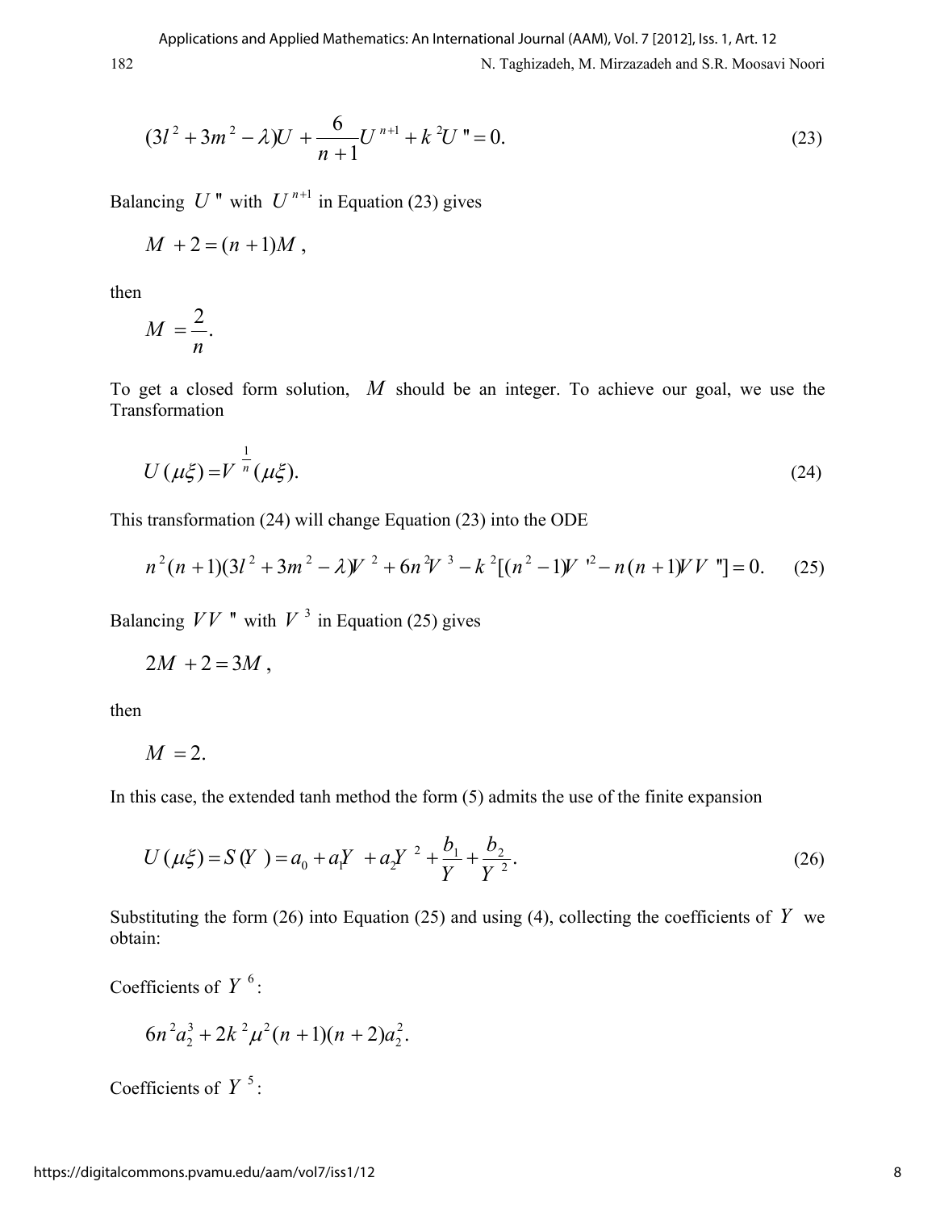$$(3l^2 + 3m^2 - \lambda)U + \frac{6}{n+1}U^{n+1} + k^2 U'' = 0. \tag{23}$$

Balancing $U''$ with $U^{n+1}$ in Equation (23) gives

$$M + 2 = (n+1)M,$$

then

$$M = \frac{2}{n}.$$

To get a closed form solution, $M$ should be an integer. To achieve our goal, we use the Transformation

$$U(\mu\xi) = V^{\frac{1}{n}}(\mu\xi). \tag{24}$$

This transformation (24) will change Equation (23) into the ODE

$$n^2(n+1)(3l^2 + 3m^2 - \lambda)V^2 + 6n^2V^3 - k^2[(n^2 - 1)V'^2 - n(n+1)VV''] = 0. \tag{25}$$

Balancing $VV''$ with $V^3$ in Equation (25) gives

$$2M + 2 = 3M,$$

then

$$M = 2.$$

In this case, the extended tanh method the form (5) admits the use of the finite expansion

$$U(\mu\xi) = S(Y) = a_0 + a_1Y + a_2Y^2 + \frac{b_1}{Y} + \frac{b_2}{Y^2}. \tag{26}$$

Substituting the form (26) into Equation (25) and using (4), collecting the coefficients of $Y$ we obtain:

Coefficients of $Y^6$:

$$6n^2a_2^3 + 2k^2\mu^2(n+1)(n+2)a_2^2.$$

Coefficients of $Y^5$: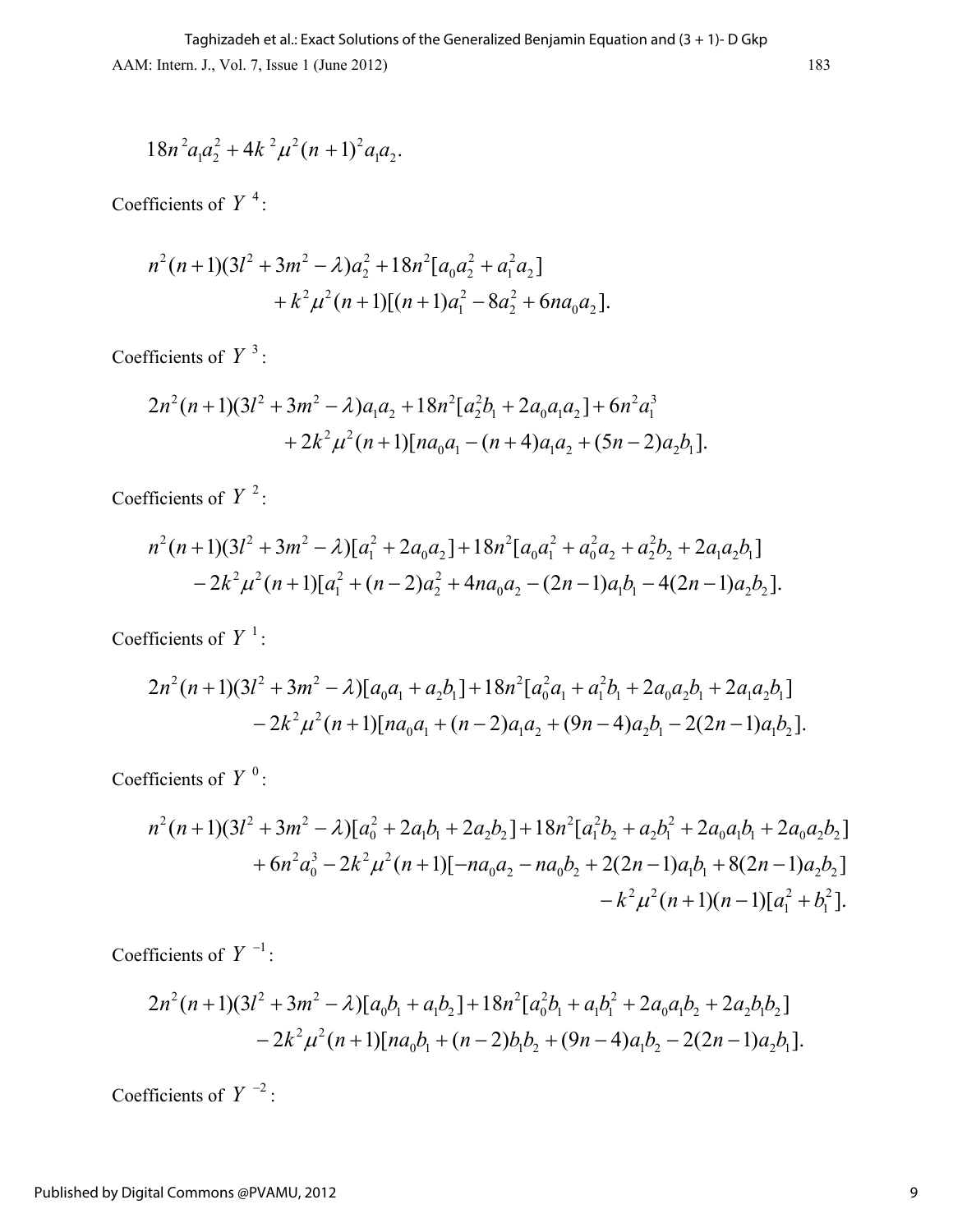$$18n^2 a_1 a_2^2 + 4k^2 \mu^2 (n+1)^2 a_1 a_2.$$

Coefficients of $Y^4$:

$$n^2(n+1)(3l^2 + 3m^2 - \lambda)a_2^2 + 18n^2[a_0 a_2^2 + a_1^2 a_2] + k^2\mu^2(n+1)[(n+1)a_1^2 - 8a_2^2 + 6na_0 a_2].$$

Coefficients of $Y^3$:

$$2n^2(n+1)(3l^2 + 3m^2 - \lambda)a_1 a_2 + 18n^2[a_2^2 b_1 + 2a_0 a_1 a_2] + 6n^2 a_1^3 + 2k^2\mu^2(n+1)[na_0 a_1 - (n+4)a_1 a_2 + (5n-2)a_2 b_1].$$

Coefficients of $Y^2$:

$$n^2(n+1)(3l^2 + 3m^2 - \lambda)[a_1^2 + 2a_0 a_2] + 18n^2[a_0 a_1^2 + a_0^2 a_2 + a_2^2 b_2 + 2a_1 a_2 b_1] - 2k^2\mu^2(n+1)[a_1^2 + (n-2)a_2^2 + 4na_0 a_2 - (2n-1)a_1 b_1 - 4(2n-1)a_2 b_2].$$

Coefficients of $Y^1$:

$$2n^2(n+1)(3l^2 + 3m^2 - \lambda)[a_0 a_1 + a_2 b_1] + 18n^2[a_0^2 a_1 + a_1^2 b_1 + 2a_0 a_2 b_1 + 2a_1 a_2 b_1] - 2k^2\mu^2(n+1)[na_0 a_1 + (n-2)a_1 a_2 + (9n-4)a_2 b_1 - 2(2n-1)a_1 b_2].$$

Coefficients of $Y^0$:

$$n^2(n+1)(3l^2 + 3m^2 - \lambda)[a_0^2 + 2a_1 b_1 + 2a_2 b_2] + 18n^2[a_1^2 b_2 + a_2 b_1^2 + 2a_0 a_1 b_1 + 2a_0 a_2 b_2] + 6n^2 a_0^3 - 2k^2\mu^2(n+1)[-na_0 a_2 - na_0 b_2 + 2(2n-1)a_1 b_1 + 8(2n-1)a_2 b_2] - k^2\mu^2(n+1)(n-1)[a_1^2 + b_1^2].$$

Coefficients of $Y^{-1}$:

$$2n^2(n+1)(3l^2 + 3m^2 - \lambda)[a_0 b_1 + a_1 b_2] + 18n^2[a_0^2 b_1 + a_1 b_1^2 + 2a_0 a_1 b_2 + 2a_2 b_1 b_2] - 2k^2\mu^2(n+1)[na_0 b_1 + (n-2)b_1 b_2 + (9n-4)a_1 b_2 - 2(2n-1)a_2 b_1].$$

Coefficients of $Y^{-2}$: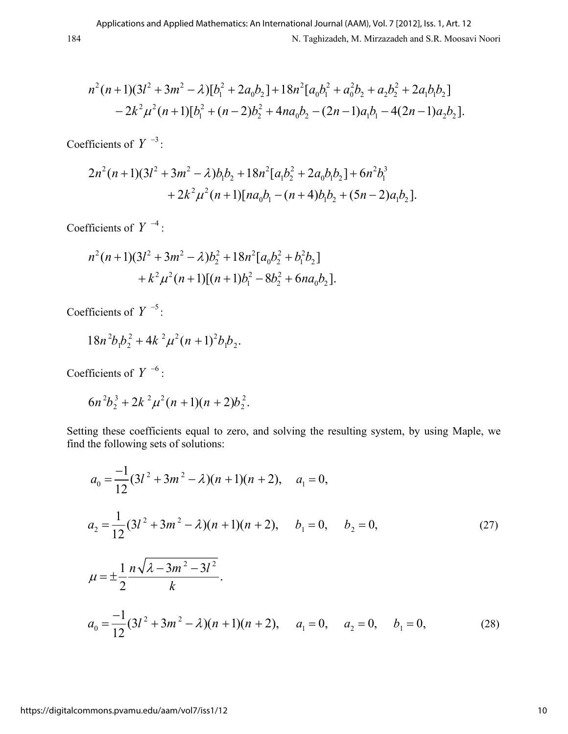$$
\begin{aligned}
&n^2(n+1)(3l^2+3m^2-\lambda)[b_1^2+2a_0b_2]+18n^2[a_0b_1^2+a_0^2b_2+a_2b_2^2+2a_1b_1b_2] \\
&\quad -2k^2\mu^2(n+1)[b_1^2+(n-2)b_2^2+4na_0b_2-(2n-1)a_1b_1-4(2n-1)a_2b_2].
\end{aligned}
$$

Coefficients of $Y^{-3}$:

$$
\begin{aligned}
&2n^2(n+1)(3l^2+3m^2-\lambda)b_1b_2+18n^2[a_1b_2^2+2a_0b_1b_2]+6n^2b_1^3 \\
&\quad +2k^2\mu^2(n+1)[na_0b_1-(n+4)b_1b_2+(5n-2)a_1b_2].
\end{aligned}
$$

Coefficients of $Y^{-4}$:

$$
\begin{aligned}
&n^2(n+1)(3l^2+3m^2-\lambda)b_2^2+18n^2[a_0b_2^2+b_1^2b_2] \\
&\quad +k^2\mu^2(n+1)[(n+1)b_1^2-8b_2^2+6na_0b_2].
\end{aligned}
$$

Coefficients of $Y^{-5}$:

$$
18n^2b_1b_2^2+4k^2\mu^2(n+1)^2b_1b_2.
$$

Coefficients of $Y^{-6}$:

$$
6n^2b_2^3+2k^2\mu^2(n+1)(n+2)b_2^2.
$$

Setting these coefficients equal to zero, and solving the resulting system, by using Maple, we find the following sets of solutions:

$$
\begin{aligned}
&a_0=\frac{-1}{12}(3l^2+3m^2-\lambda)(n+1)(n+2), \quad a_1=0, \\
&a_2=\frac{1}{12}(3l^2+3m^2-\lambda)(n+1)(n+2), \quad b_1=0, \quad b_2=0, \qquad (27) \\
&\mu=\pm\frac{1}{2}\frac{n\sqrt{\lambda-3m^2-3l^2}}{k}.
\end{aligned}
$$

$$
a_0=\frac{-1}{12}(3l^2+3m^2-\lambda)(n+1)(n+2), \quad a_1=0, \quad a_2=0, \quad b_1=0, \qquad (28)
$$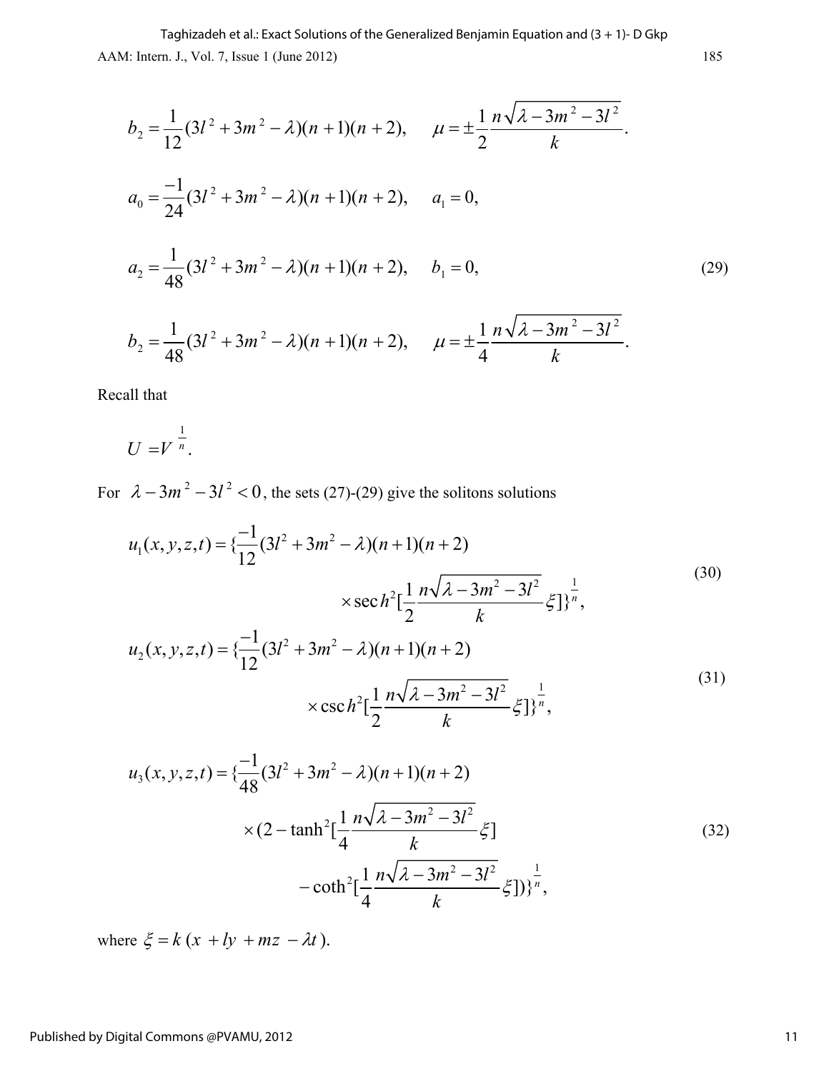$$b_2 = \frac{1}{12}(3l^2 + 3m^2 - \lambda)(n+1)(n+2), \qquad \mu = \pm\frac{1}{2}\frac{n\sqrt{\lambda - 3m^2 - 3l^2}}{k}.$$

$$a_0 = \frac{-1}{24}(3l^2 + 3m^2 - \lambda)(n+1)(n+2), \qquad a_1 = 0,$$

$$a_2 = \frac{1}{48}(3l^2 + 3m^2 - \lambda)(n+1)(n+2), \qquad b_1 = 0, \tag{29}$$

$$b_2 = \frac{1}{48}(3l^2 + 3m^2 - \lambda)(n+1)(n+2), \qquad \mu = \pm\frac{1}{4}\frac{n\sqrt{\lambda - 3m^2 - 3l^2}}{k}.$$

Recall that

$$U = V^{\frac{1}{n}}.$$

For $\lambda - 3m^2 - 3l^2 < 0$, the sets (27)-(29) give the solitons solutions

$$u_1(x,y,z,t) = \{\frac{-1}{12}(3l^2 + 3m^2 - \lambda)(n+1)(n+2) \times \sec h^2[\frac{1}{2}\frac{n\sqrt{\lambda - 3m^2 - 3l^2}}{k}\xi]\}^{\frac{1}{n}}, \tag{30}$$

$$u_2(x,y,z,t) = \{\frac{-1}{12}(3l^2 + 3m^2 - \lambda)(n+1)(n+2) \times \csc h^2[\frac{1}{2}\frac{n\sqrt{\lambda - 3m^2 - 3l^2}}{k}\xi]\}^{\frac{1}{n}}, \tag{31}$$

$$u_3(x,y,z,t) = \{\frac{-1}{48}(3l^2 + 3m^2 - \lambda)(n+1)(n+2) \times (2 - \tanh^2[\frac{1}{4}\frac{n\sqrt{\lambda - 3m^2 - 3l^2}}{k}\xi] - \coth^2[\frac{1}{4}\frac{n\sqrt{\lambda - 3m^2 - 3l^2}}{k}\xi])\}^{\frac{1}{n}}, \tag{32}$$

where $\xi = k(x + ly + mz - \lambda t)$.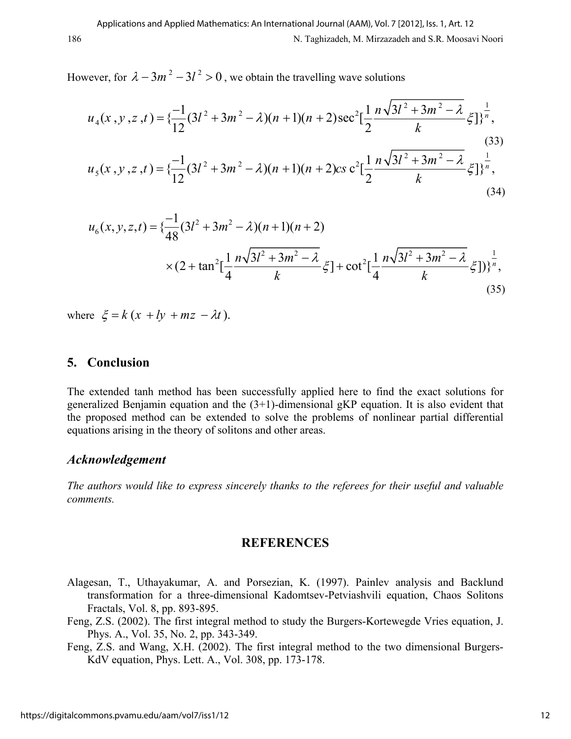However, for $\lambda - 3m^2 - 3l^2 > 0$, we obtain the travelling wave solutions

$$u_4(x,y,z,t) = \{\frac{-1}{12}(3l^2 + 3m^2 - \lambda)(n+1)(n+2)\sec^2[\frac{1}{2}\frac{n\sqrt{3l^2+3m^2-\lambda}}{k}\xi]\}^{\frac{1}{n}}, \tag{33}$$

$$u_5(x,y,z,t) = \{\frac{-1}{12}(3l^2 + 3m^2 - \lambda)(n+1)(n+2)\csc^2[\frac{1}{2}\frac{n\sqrt{3l^2+3m^2-\lambda}}{k}\xi]\}^{\frac{1}{n}}, \tag{34}$$

$$u_6(x,y,z,t) = \{\frac{-1}{48}(3l^2 + 3m^2 - \lambda)(n+1)(n+2) \times (2 + \tan^2[\frac{1}{4}\frac{n\sqrt{3l^2+3m^2-\lambda}}{k}\xi] + \cot^2[\frac{1}{4}\frac{n\sqrt{3l^2+3m^2-\lambda}}{k}\xi])\}^{\frac{1}{n}}, \tag{35}$$

where $\xi = k(x + ly + mz - \lambda t)$.

## 5. Conclusion

The extended tanh method has been successfully applied here to find the exact solutions for generalized Benjamin equation and the (3+1)-dimensional gKP equation. It is also evident that the proposed method can be extended to solve the problems of nonlinear partial differential equations arising in the theory of solitons and other areas.

## *Acknowledgement*

*The authors would like to express sincerely thanks to the referees for their useful and valuable comments.*

## REFERENCES

Alagesan, T., Uthayakumar, A. and Porsezian, K. (1997). Painlev analysis and Backlund transformation for a three-dimensional Kadomtsev-Petviashvili equation, Chaos Solitons Fractals, Vol. 8, pp. 893-895.

Feng, Z.S. (2002). The first integral method to study the Burgers-Kortewegde Vries equation, J. Phys. A., Vol. 35, No. 2, pp. 343-349.

Feng, Z.S. and Wang, X.H. (2002). The first integral method to the two dimensional Burgers-KdV equation, Phys. Lett. A., Vol. 308, pp. 173-178.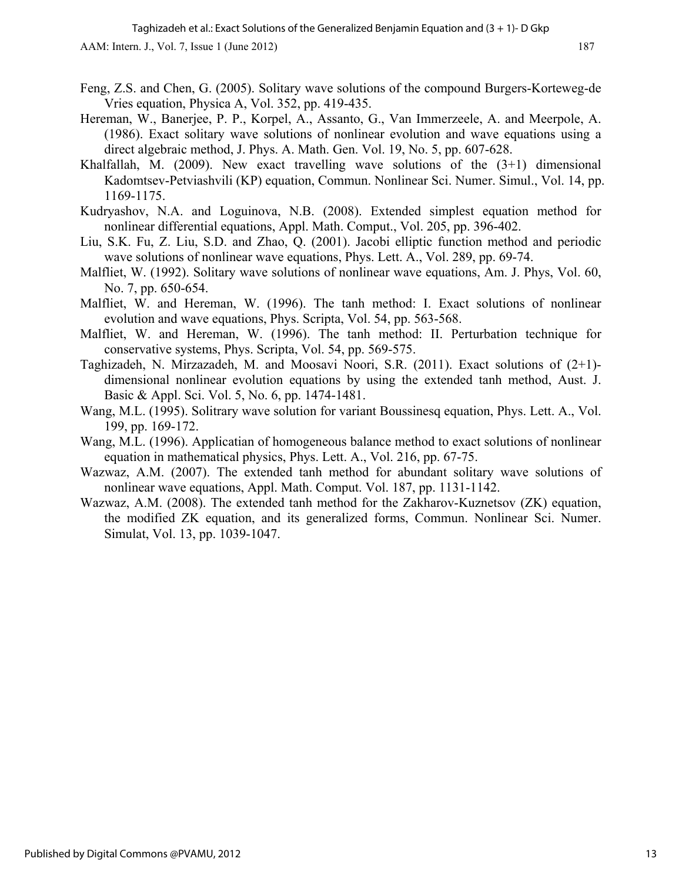Feng, Z.S. and Chen, G. (2005). Solitary wave solutions of the compound Burgers-Korteweg-de Vries equation, Physica A, Vol. 352, pp. 419-435.

Hereman, W., Banerjee, P. P., Korpel, A., Assanto, G., Van Immerzeele, A. and Meerpole, A. (1986). Exact solitary wave solutions of nonlinear evolution and wave equations using a direct algebraic method, J. Phys. A. Math. Gen. Vol. 19, No. 5, pp. 607-628.

Khalfallah, M. (2009). New exact travelling wave solutions of the (3+1) dimensional Kadomtsev-Petviashvili (KP) equation, Commun. Nonlinear Sci. Numer. Simul., Vol. 14, pp. 1169-1175.

Kudryashov, N.A. and Loguinova, N.B. (2008). Extended simplest equation method for nonlinear differential equations, Appl. Math. Comput., Vol. 205, pp. 396-402.

Liu, S.K. Fu, Z. Liu, S.D. and Zhao, Q. (2001). Jacobi elliptic function method and periodic wave solutions of nonlinear wave equations, Phys. Lett. A., Vol. 289, pp. 69-74.

Malfliet, W. (1992). Solitary wave solutions of nonlinear wave equations, Am. J. Phys, Vol. 60, No. 7, pp. 650-654.

Malfliet, W. and Hereman, W. (1996). The tanh method: I. Exact solutions of nonlinear evolution and wave equations, Phys. Scripta, Vol. 54, pp. 563-568.

Malfliet, W. and Hereman, W. (1996). The tanh method: II. Perturbation technique for conservative systems, Phys. Scripta, Vol. 54, pp. 569-575.

Taghizadeh, N. Mirzazadeh, M. and Moosavi Noori, S.R. (2011). Exact solutions of (2+1)-dimensional nonlinear evolution equations by using the extended tanh method, Aust. J. Basic & Appl. Sci. Vol. 5, No. 6, pp. 1474-1481.

Wang, M.L. (1995). Solitrary wave solution for variant Boussinesq equation, Phys. Lett. A., Vol. 199, pp. 169-172.

Wang, M.L. (1996). Applicatian of homogeneous balance method to exact solutions of nonlinear equation in mathematical physics, Phys. Lett. A., Vol. 216, pp. 67-75.

Wazwaz, A.M. (2007). The extended tanh method for abundant solitary wave solutions of nonlinear wave equations, Appl. Math. Comput. Vol. 187, pp. 1131-1142.

Wazwaz, A.M. (2008). The extended tanh method for the Zakharov-Kuznetsov (ZK) equation, the modified ZK equation, and its generalized forms, Commun. Nonlinear Sci. Numer. Simulat, Vol. 13, pp. 1039-1047.